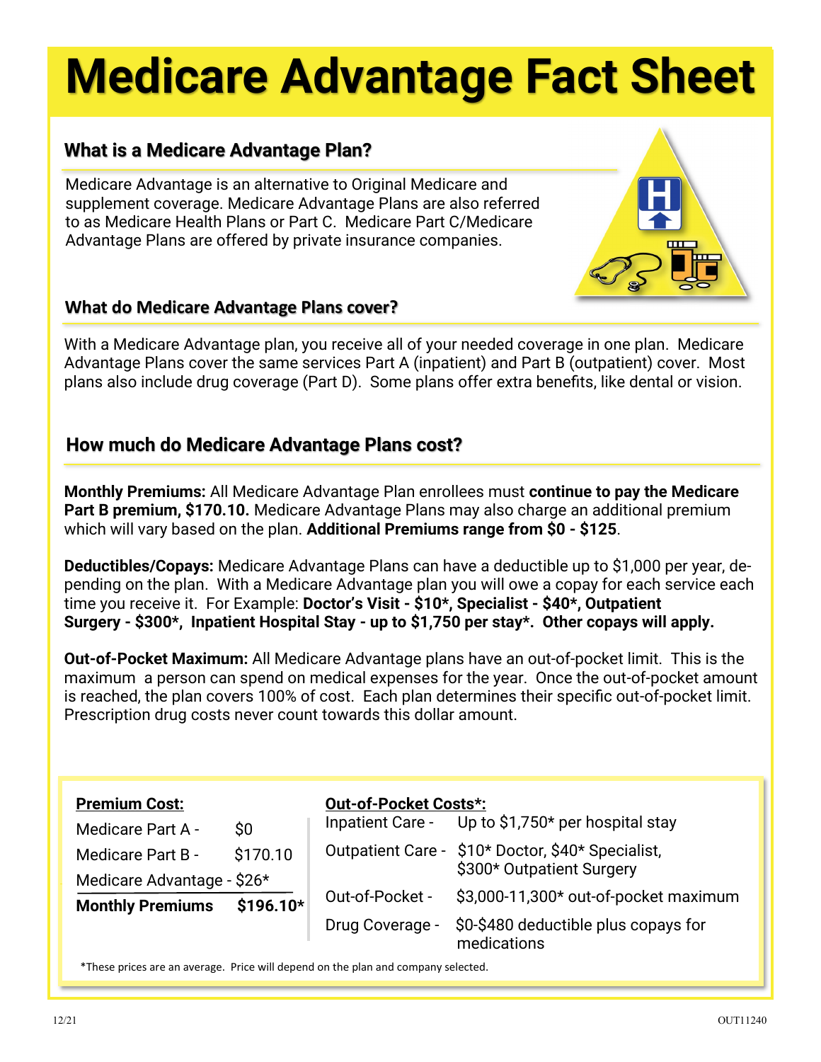# Medicare Advantage Fact Sheet

## What is a Medicare Advantage Plan?

Medicare Advantage is an alternative to Original Medicare and supplement coverage. Medicare Advantage Plans are also referred to as Medicare Health Plans or Part C. Medicare Part C/Medicare Advantage Plans are offered by private insurance companies.

## What do Medicare Advantage Plans cover?

With a Medicare Advantage plan, you receive all of your needed coverage in one plan. Medicare Advantage Plans cover the same services Part A (inpatient) and Part B (outpatient) cover. Most plans also include drug coverage (Part D). Some plans offer extra benefits, like dental or vision.

## How much do Medicare Advantage Plans cost?

**Monthly Premiums:** All Medicare Advantage Plan enrollees must **continue to pay the Medicare Part B premium, $170.10.** Medicare Advantage Plans may also charge an additional premium which will vary based on the plan. **Additional Premiums range from $0 - $125**.

**Deductibles/Copays:** Medicare Advantage Plans can have a deductible up to $1,000 per year, depending on the plan. With a Medicare Advantage plan you will owe a copay for each service each time you receive it. For Example: **Doctor's Visit - $10*, Specialist - $40*, Outpatient Surgery - $300*, Inpatient Hospital Stay - up to $1,750 per stay*. Other copays will apply.**

**Out-of-Pocket Maximum:** All Medicare Advantage plans have an out-of-pocket limit. This is the maximum a person can spend on medical expenses for the year. Once the out-of-pocket amount is reached, the plan covers 100% of cost. Each plan determines their specific out-of-pocket limit. Prescription drug costs never count towards this dollar amount.

**Premium Cost:**

| | |
|---|---|
| Medicare Part A - | $0 |
| Medicare Part B - | $170.10 |
| Medicare Advantage - | $26* |
| **Monthly Premiums** | **$196.10*** |

**Out-of-Pocket Costs*:**

| | |
|---|---|
| Inpatient Care - | Up to $1,750* per hospital stay |
| Outpatient Care - | $10* Doctor, $40* Specialist, $300* Outpatient Surgery |
| Out-of-Pocket - | $3,000-11,300* out-of-pocket maximum |
| Drug Coverage - | $0-$480 deductible plus copays for medications |

*These prices are an average. Price will depend on the plan and company selected.

12/21 OUT11240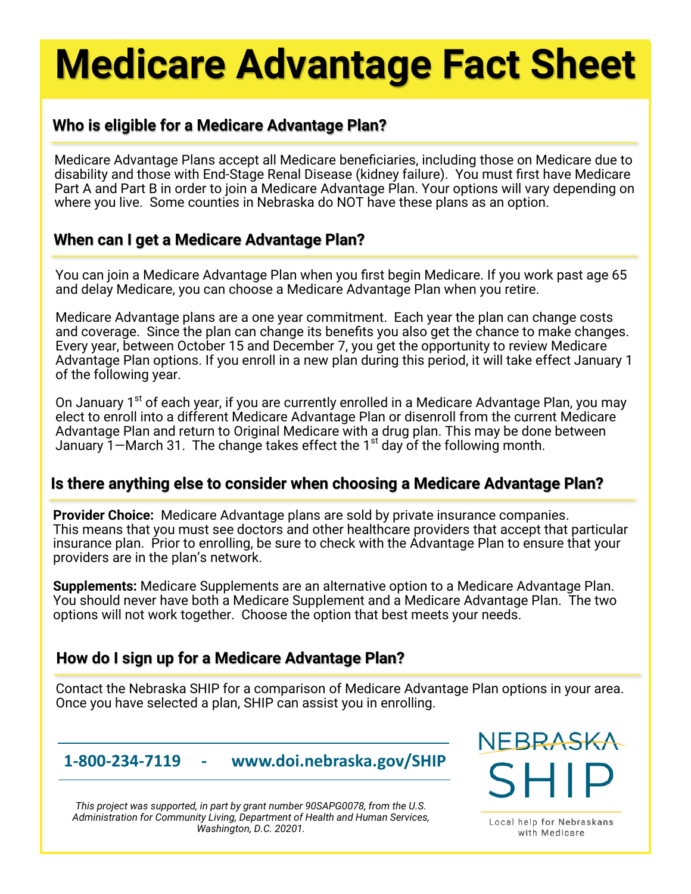# Medicare Advantage Fact Sheet

## Who is eligible for a Medicare Advantage Plan?

Medicare Advantage Plans accept all Medicare beneficiaries, including those on Medicare due to disability and those with End-Stage Renal Disease (kidney failure). You must first have Medicare Part A and Part B in order to join a Medicare Advantage Plan. Your options will vary depending on where you live. Some counties in Nebraska do NOT have these plans as an option.

## When can I get a Medicare Advantage Plan?

You can join a Medicare Advantage Plan when you first begin Medicare. If you work past age 65 and delay Medicare, you can choose a Medicare Advantage Plan when you retire.

Medicare Advantage plans are a one year commitment. Each year the plan can change costs and coverage. Since the plan can change its benefits you also get the chance to make changes. Every year, between October 15 and December 7, you get the opportunity to review Medicare Advantage Plan options. If you enroll in a new plan during this period, it will take effect January 1 of the following year.

On January 1st of each year, if you are currently enrolled in a Medicare Advantage Plan, you may elect to enroll into a different Medicare Advantage Plan or disenroll from the current Medicare Advantage Plan and return to Original Medicare with a drug plan. This may be done between January 1—March 31. The change takes effect the 1st day of the following month.

## Is there anything else to consider when choosing a Medicare Advantage Plan?

**Provider Choice:** Medicare Advantage plans are sold by private insurance companies. This means that you must see doctors and other healthcare providers that accept that particular insurance plan. Prior to enrolling, be sure to check with the Advantage Plan to ensure that your providers are in the plan's network.

**Supplements:** Medicare Supplements are an alternative option to a Medicare Advantage Plan. You should never have both a Medicare Supplement and a Medicare Advantage Plan. The two options will not work together. Choose the option that best meets your needs.

## How do I sign up for a Medicare Advantage Plan?

Contact the Nebraska SHIP for a comparison of Medicare Advantage Plan options in your area. Once you have selected a plan, SHIP can assist you in enrolling.

**1-800-234-7119 - www.doi.nebraska.gov/SHIP**

NEBRASKA SHIP

Local help for Nebraskans with Medicare

*This project was supported, in part by grant number 90SAPG0078, from the U.S. Administration for Community Living, Department of Health and Human Services, Washington, D.C. 20201.*